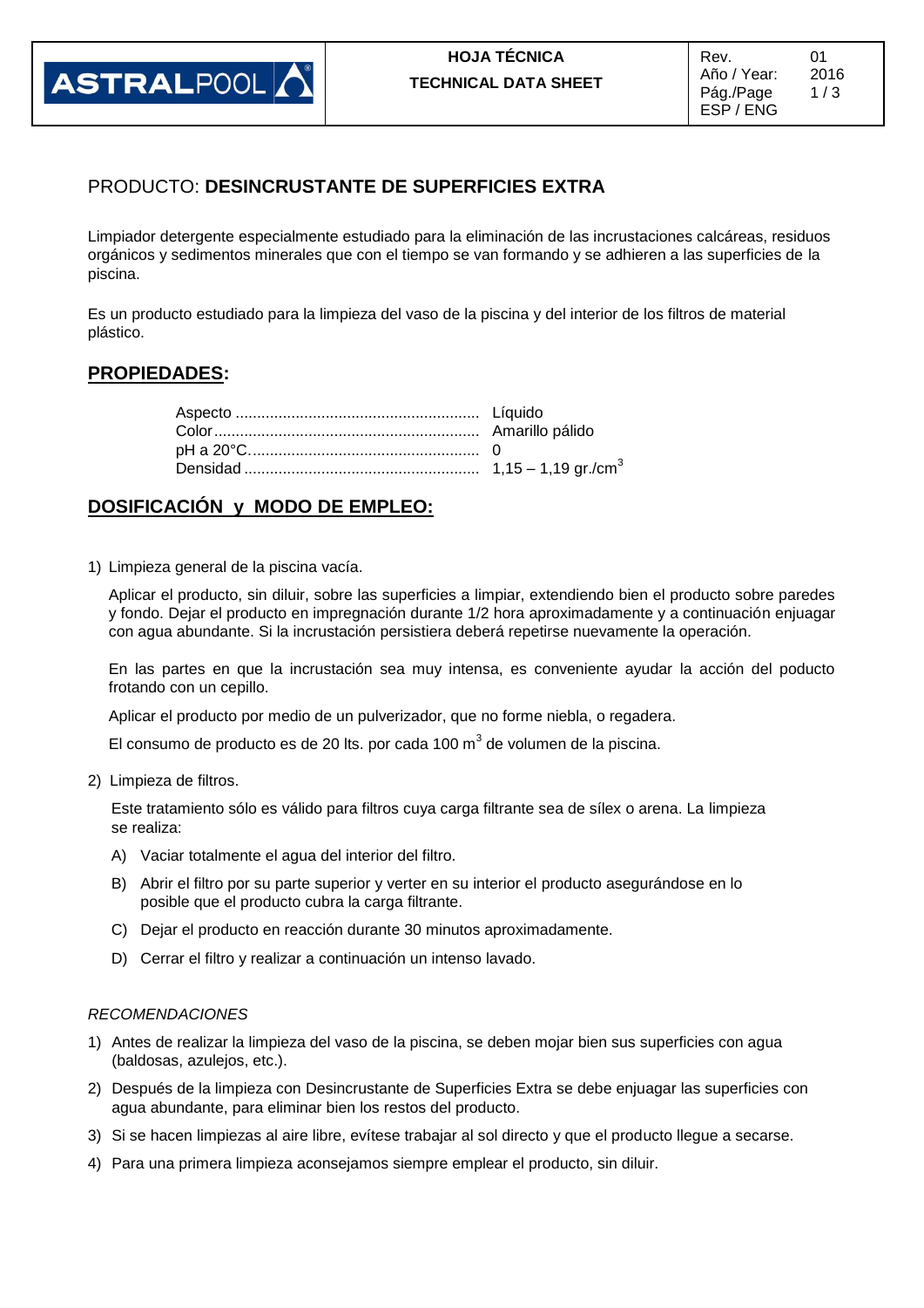# PRODUCTO: **DESINCRUSTANTE DE SUPERFICIES EXTRA**

Limpiador detergente especialmente estudiado para la eliminación de las incrustaciones calcáreas, residuos orgánicos y sedimentos minerales que con el tiempo se van formando y se adhieren a las superficies de la piscina.

Es un producto estudiado para la limpieza del vaso de la piscina y del interior de los filtros de material plástico.

## PROPIEDADES:

| | |
|---|---|
| Aspecto | Líquido |
| Color | Amarillo pálido |
| pH a 20°C | 0 |
| Densidad | 1,15 – 1,19 gr./cm$^3$ |

## DOSIFICACIÓN y MODO DE EMPLEO:

1) Limpieza general de la piscina vacía.

   Aplicar el producto, sin diluir, sobre las superficies a limpiar, extendiendo bien el producto sobre paredes y fondo. Dejar el producto en impregnación durante 1/2 hora aproximadamente y a continuación enjuagar con agua abundante. Si la incrustación persistiera deberá repetirse nuevamente la operación.

   En las partes en que la incrustación sea muy intensa, es conveniente ayudar la acción del poducto frotando con un cepillo.

   Aplicar el producto por medio de un pulverizador, que no forme niebla, o regadera.

   El consumo de producto es de 20 lts. por cada 100 m$^3$ de volumen de la piscina.

2) Limpieza de filtros.

   Este tratamiento sólo es válido para filtros cuya carga filtrante sea de sílex o arena. La limpieza se realiza:

   A) Vaciar totalmente el agua del interior del filtro.
   B) Abrir el filtro por su parte superior y verter en su interior el producto asegurándose en lo posible que el producto cubra la carga filtrante.
   C) Dejar el producto en reacción durante 30 minutos aproximadamente.
   D) Cerrar el filtro y realizar a continuación un intenso lavado.

*RECOMENDACIONES*

1) Antes de realizar la limpieza del vaso de la piscina, se deben mojar bien sus superficies con agua (baldosas, azulejos, etc.).
2) Después de la limpieza con Desincrustante de Superficies Extra se debe enjuagar las superficies con agua abundante, para eliminar bien los restos del producto.
3) Si se hacen limpiezas al aire libre, evítese trabajar al sol directo y que el producto llegue a secarse.
4) Para una primera limpieza aconsejamos siempre emplear el producto, sin diluir.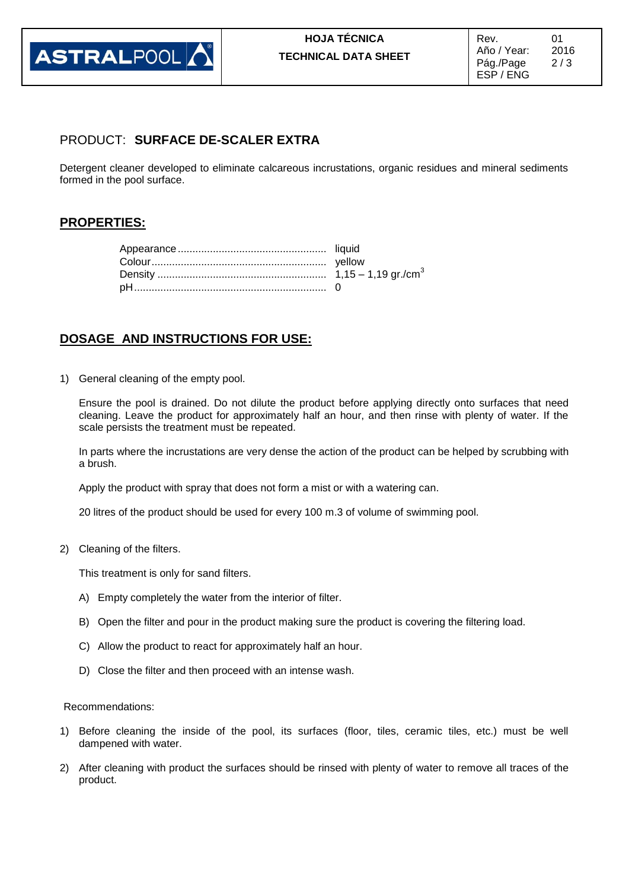PRODUCT: **SURFACE DE-SCALER EXTRA**

Detergent cleaner developed to eliminate calcareous incrustations, organic residues and mineral sediments formed in the pool surface.

## **PROPERTIES:**

| | |
|---|---|
| Appearance | liquid |
| Colour | yellow |
| Density | 1,15 – 1,19 gr./cm$^3$ |
| pH | 0 |

## **DOSAGE AND INSTRUCTIONS FOR USE:**

1) General cleaning of the empty pool.

   Ensure the pool is drained. Do not dilute the product before applying directly onto surfaces that need cleaning. Leave the product for approximately half an hour, and then rinse with plenty of water. If the scale persists the treatment must be repeated.

   In parts where the incrustations are very dense the action of the product can be helped by scrubbing with a brush.

   Apply the product with spray that does not form a mist or with a watering can.

   20 litres of the product should be used for every 100 m.3 of volume of swimming pool.

2) Cleaning of the filters.

   This treatment is only for sand filters.

   A) Empty completely the water from the interior of filter.

   B) Open the filter and pour in the product making sure the product is covering the filtering load.

   C) Allow the product to react for approximately half an hour.

   D) Close the filter and then proceed with an intense wash.

Recommendations:

1) Before cleaning the inside of the pool, its surfaces (floor, tiles, ceramic tiles, etc.) must be well dampened with water.

2) After cleaning with product the surfaces should be rinsed with plenty of water to remove all traces of the product.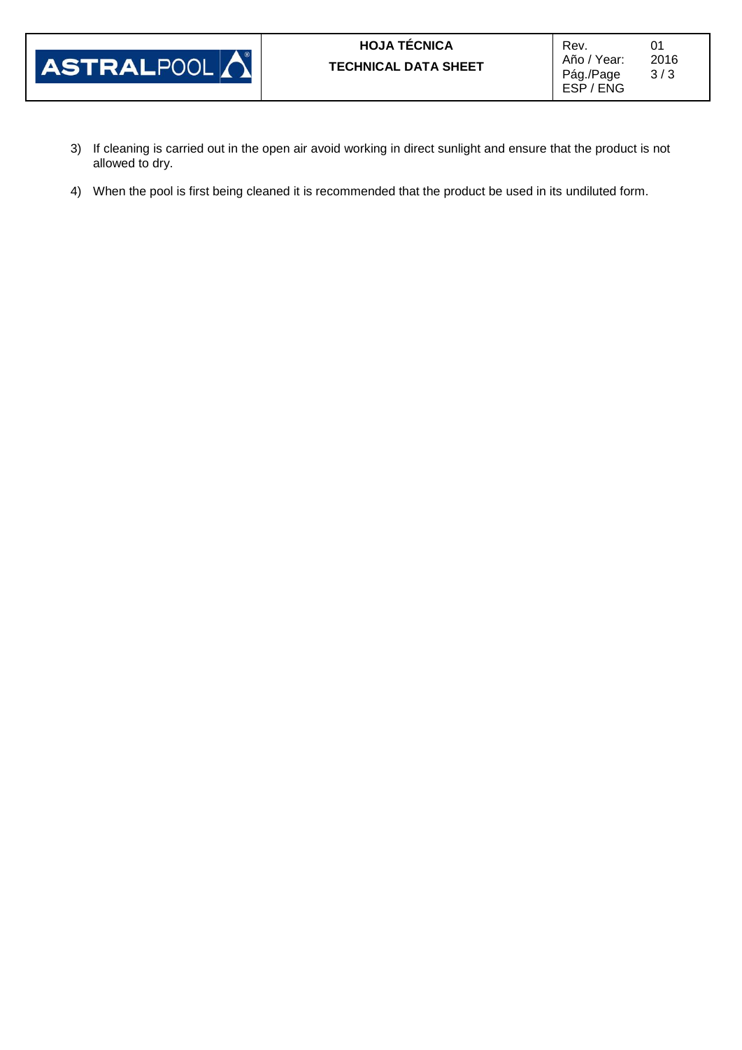3) If cleaning is carried out in the open air avoid working in direct sunlight and ensure that the product is not allowed to dry.

4) When the pool is first being cleaned it is recommended that the product be used in its undiluted form.